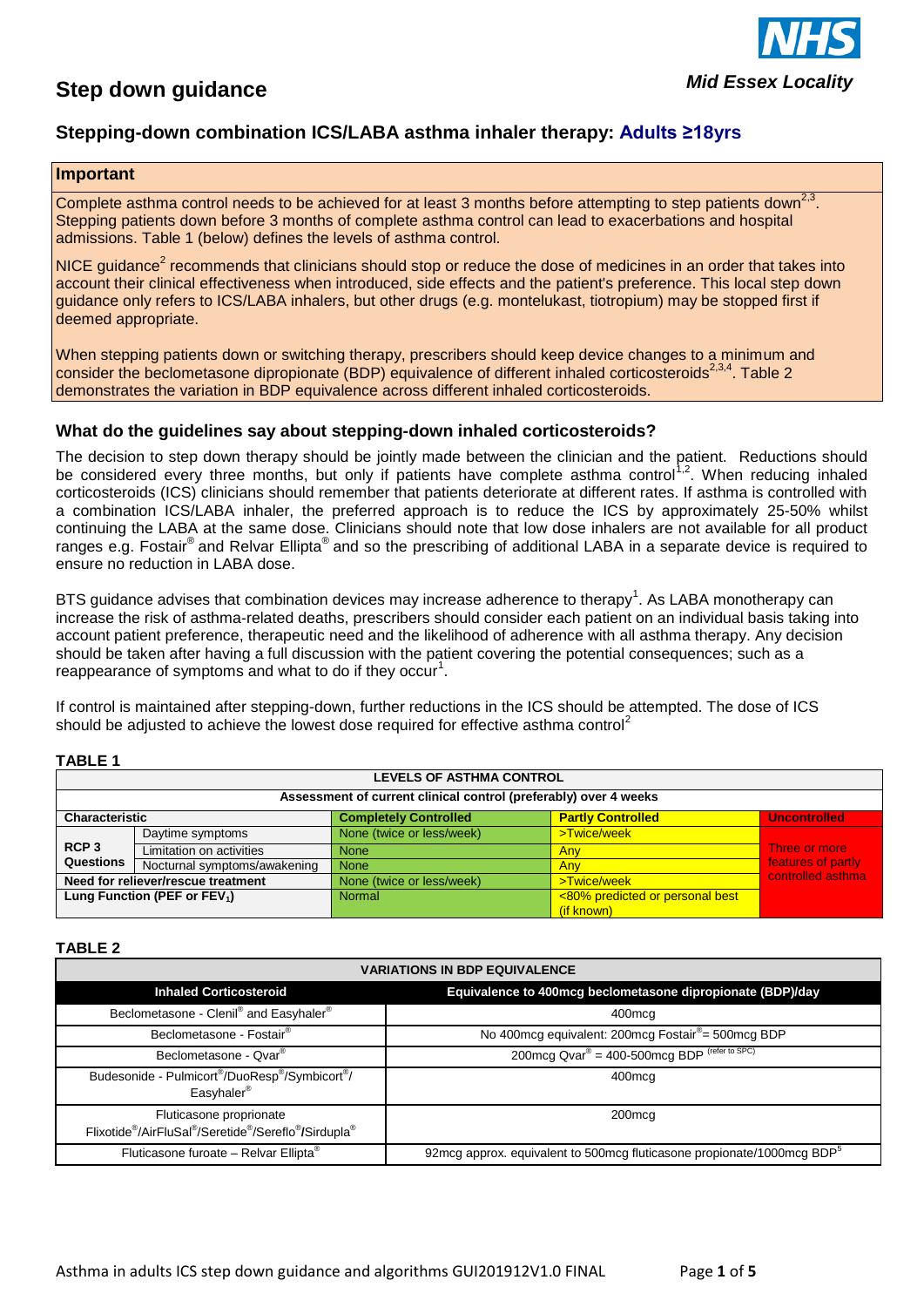# Step down guidance

**Mid Essex Locality**

## Stepping-down combination ICS/LABA asthma inhaler therapy: Adults ≥18yrs

**Important**

Complete asthma control needs to be achieved for at least 3 months before attempting to step patients down[2,3]. Stepping patients down before 3 months of complete asthma control can lead to exacerbations and hospital admissions. Table 1 (below) defines the levels of asthma control.

NICE guidance[2] recommends that clinicians should stop or reduce the dose of medicines in an order that takes into account their clinical effectiveness when introduced, side effects and the patient's preference. This local step down guidance only refers to ICS/LABA inhalers, but other drugs (e.g. montelukast, tiotropium) may be stopped first if deemed appropriate.

When stepping patients down or switching therapy, prescribers should keep device changes to a minimum and consider the beclometasone dipropionate (BDP) equivalence of different inhaled corticosteroids[2,3,4]. Table 2 demonstrates the variation in BDP equivalence across different inhaled corticosteroids.

### What do the guidelines say about stepping-down inhaled corticosteroids?

The decision to step down therapy should be jointly made between the clinician and the patient. Reductions should be considered every three months, but only if patients have complete asthma control[1,2]. When reducing inhaled corticosteroids (ICS) clinicians should remember that patients deteriorate at different rates. If asthma is controlled with a combination ICS/LABA inhaler, the preferred approach is to reduce the ICS by approximately 25-50% whilst continuing the LABA at the same dose. Clinicians should note that low dose inhalers are not available for all product ranges e.g. Fostair® and Relvar Ellipta® and so the prescribing of additional LABA in a separate device is required to ensure no reduction in LABA dose.

BTS guidance advises that combination devices may increase adherence to therapy[1]. As LABA monotherapy can increase the risk of asthma-related deaths, prescribers should consider each patient on an individual basis taking into account patient preference, therapeutic need and the likelihood of adherence with all asthma therapy. Any decision should be taken after having a full discussion with the patient covering the potential consequences; such as a reappearance of symptoms and what to do if they occur[1].

If control is maintained after stepping-down, further reductions in the ICS should be attempted. The dose of ICS should be adjusted to achieve the lowest dose required for effective asthma control[2]

**TABLE 1**

| LEVELS OF ASTHMA CONTROL | | | | |
|---|---|---|---|---|
| Assessment of current clinical control (preferably) over 4 weeks | | | | |
| **Characteristic** | | **Completely Controlled** | **Partly Controlled** | **Uncontrolled** |
| **RCP 3 Questions** | Daytime symptoms | None (twice or less/week) | >Twice/week | Three or more features of partly controlled asthma |
| | Limitation on activities | None | Any | |
| | Nocturnal symptoms/awakening | None | Any | |
| **Need for reliever/rescue treatment** | | None (twice or less/week) | >Twice/week | |
| **Lung Function (PEF or $FEV_1$)** | | Normal | <80% predicted or personal best (if known) | |

**TABLE 2**

| VARIATIONS IN BDP EQUIVALENCE | |
|---|---|
| **Inhaled Corticosteroid** | **Equivalence to 400mcg beclometasone dipropionate (BDP)/day** |
| Beclometasone - Clenil® and Easyhaler® | 400mcg |
| Beclometasone - Fostair® | No 400mcg equivalent: 200mcg Fostair® = 500mcg BDP |
| Beclometasone - Qvar® | 200mcg Qvar® = 400-500mcg BDP (refer to SPC) |
| Budesonide - Pulmicort®/DuoResp®/Symbicort®/ Easyhaler® | 400mcg |
| Fluticasone proprionate Flixotide®/AirFluSal®/Seretide®/Sereflo®/Sirdupla® | 200mcg |
| Fluticasone furoate – Relvar Ellipta® | 92mcg approx. equivalent to 500mcg fluticasone propionate/1000mcg BDP[5] |

Asthma in adults ICS step down guidance and algorithms GUI201912V1.0 FINAL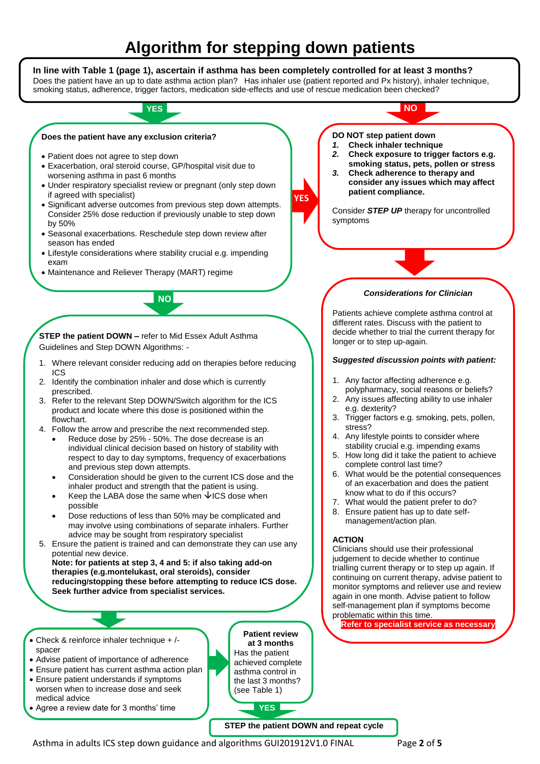# Algorithm for stepping down patients

**In line with Table 1 (page 1), ascertain if asthma has been completely controlled for at least 3 months?**
Does the patient have an up to date asthma action plan? Has inhaler use (patient reported and Px history), inhaler technique, smoking status, adherence, trigger factors, medication side-effects and use of rescue medication been checked?

**YES**

**Does the patient have any exclusion criteria?**

- Patient does not agree to step down
- Exacerbation, oral steroid course, GP/hospital visit due to worsening asthma in past 6 months
- Under respiratory specialist review or pregnant (only step down if agreed with specialist)
- Significant adverse outcomes from previous step down attempts. Consider 25% dose reduction if previously unable to step down by 50%
- Seasonal exacerbations. Reschedule step down review after season has ended
- Lifestyle considerations where stability crucial e.g. impending exam
- Maintenance and Reliever Therapy (MART) regime

**YES** → DO NOT step patient down

**NO**

**STEP the patient DOWN –** refer to Mid Essex Adult Asthma Guidelines and Step DOWN Algorithms: -

1. Where relevant consider reducing add on therapies before reducing ICS
2. Identify the combination inhaler and dose which is currently prescribed.
3. Refer to the relevant Step DOWN/Switch algorithm for the ICS product and locate where this dose is positioned within the flowchart.
4. Follow the arrow and prescribe the next recommended step.
   - Reduce dose by 25% - 50%. The dose decrease is an individual clinical decision based on history of stability with respect to day to day symptoms, frequency of exacerbations and previous step down attempts.
   - Consideration should be given to the current ICS dose and the inhaler product and strength that the patient is using.
   - Keep the LABA dose the same when ↓ICS dose when possible
   - Dose reductions of less than 50% may be complicated and may involve using combinations of separate inhalers. Further advice may be sought from respiratory specialist
5. Ensure the patient is trained and can demonstrate they can use any potential new device.
   **Note: for patients at step 3, 4 and 5: if also taking add-on therapies (e.g.montelukast, oral steroids), consider reducing/stopping these before attempting to reduce ICS dose. Seek further advice from specialist services.**

- Check & reinforce inhaler technique + /- spacer
- Advise patient of importance of adherence
- Ensure patient has current asthma action plan
- Ensure patient understands if symptoms worsen when to increase dose and seek medical advice
- Agree a review date for 3 months' time

**Patient review at 3 months**
Has the patient achieved complete asthma control in the last 3 months? (see Table 1)

**YES**

**STEP the patient DOWN and repeat cycle**

**NO**

**DO NOT step patient down**

1. **Check inhaler technique**
2. **Check exposure to trigger factors e.g. smoking status, pets, pollen or stress**
3. **Check adherence to therapy and consider any issues which may affect patient compliance.**

Consider ***STEP UP*** therapy for uncontrolled symptoms

***Considerations for Clinician***

Patients achieve complete asthma control at different rates. Discuss with the patient to decide whether to trial the current therapy for longer or to step up-again.

***Suggested discussion points with patient:***

1. Any factor affecting adherence e.g. polypharmacy, social reasons or beliefs?
2. Any issues affecting ability to use inhaler e.g. dexterity?
3. Trigger factors e.g. smoking, pets, pollen, stress?
4. Any lifestyle points to consider where stability crucial e.g. impending exams
5. How long did it take the patient to achieve complete control last time?
6. What would be the potential consequences of an exacerbation and does the patient know what to do if this occurs?
7. What would the patient prefer to do?
8. Ensure patient has up to date self-management/action plan.

**ACTION**
Clinicians should use their professional judgement to decide whether to continue trialling current therapy or to step up again. If continuing on current therapy, advise patient to monitor symptoms and reliever use and review again in one month. Advise patient to follow self-management plan if symptoms become problematic within this time.

**Refer to specialist service as necessary**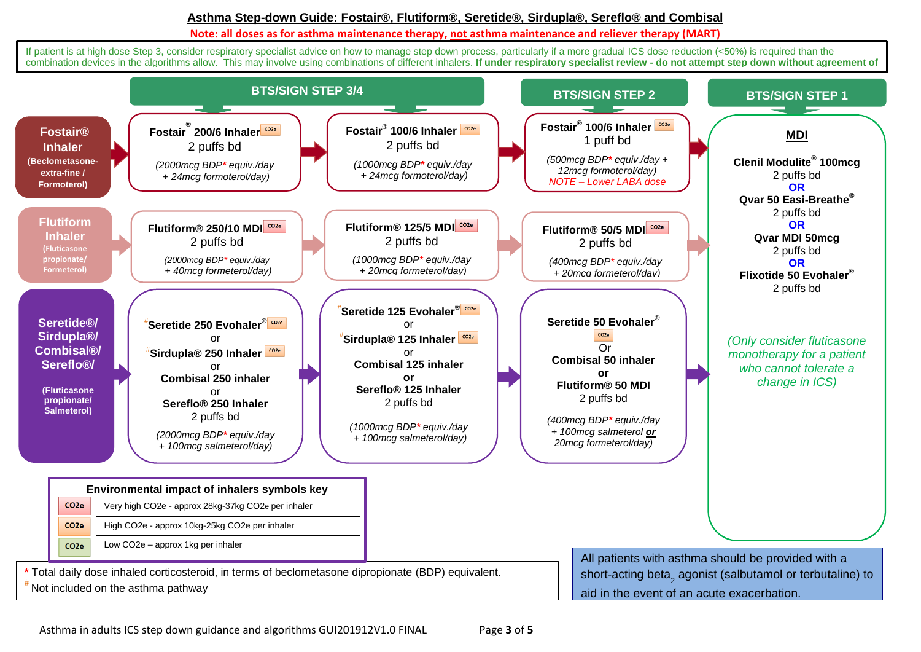# Asthma Step-down Guide: Fostair®, Flutiform®, Seretide®, Sirdupla®, Sereflo® and Combisal

**Note: all doses as for asthma maintenance therapy, not asthma maintenance and reliever therapy (MART)**

If patient is at high dose Step 3, consider respiratory specialist advice on how to manage step down process, particularly if a more gradual ICS dose reduction (<50%) is required than the combination devices in the algorithms allow. This may involve using combinations of different inhalers. **If under respiratory specialist review - do not attempt step down without agreement of**

| | BTS/SIGN STEP 3/4 | | BTS/SIGN STEP 2 | BTS/SIGN STEP 1 |
|---|---|---|---|---|
| **Fostair® Inhaler** (Beclometasone-extra-fine / Formoterol) | **Fostair® 200/6 Inhaler** CO2e<br>2 puffs bd<br>*(2000mcg BDP* equiv./day + 24mcg formoterol/day)* | **Fostair® 100/6 Inhaler** CO2e<br>2 puffs bd<br>*(1000mcg BDP* equiv./day + 24mcg formoterol/day)* | **Fostair® 100/6 Inhaler** CO2e<br>1 puff bd<br>*(500mcg BDP* equiv./day + 12mcg formoterol/day)*<br>*NOTE – Lower LABA dose* | **MDI**<br>**Clenil Modulite® 100mcg**<br>2 puffs bd<br>**OR**<br>**Qvar 50 Easi-Breathe®**<br>2 puffs bd<br>**OR**<br>**Qvar MDI 50mcg**<br>2 puffs bd<br>**OR**<br>**Flixotide 50 Evohaler®**<br>2 puffs bd<br><br>*(Only consider fluticasone monotherapy for a patient who cannot tolerate a change in ICS)* |
| **Flutiform Inhaler** (Fluticasone propionate/ Formeterol) | **Flutiform® 250/10 MDI** CO2e<br>2 puffs bd<br>*(2000mcg BDP* equiv./day + 40mcg formeterol/day)* | **Flutiform® 125/5 MDI** CO2e<br>2 puffs bd<br>*(1000mcg BDP* equiv./day + 20mcg formeterol/day)* | **Flutiform® 50/5 MDI** CO2e<br>2 puffs bd<br>*(400mcg BDP* equiv./day + 20mcg formeterol/day)* | |
| **Seretide®/ Sirdupla®/ Combisal®/ Sereflo®/** (Fluticasone propionate/ Salmeterol) | #**Seretide 250 Evohaler®** CO2e<br>or<br>#**Sirdupla® 250 Inhaler** CO2e<br>or<br>**Combisal 250 inhaler**<br>or<br>**Sereflo® 250 Inhaler**<br>2 puffs bd<br>*(2000mcg BDP* equiv./day + 100mcg salmeterol/day)* | #**Seretide 125 Evohaler®** CO2e<br>or<br>#**Sirdupla® 125 Inhaler** CO2e<br>or<br>**Combisal 125 inhaler**<br>**or**<br>**Sereflo® 125 Inhaler**<br>2 puffs bd<br>*(1000mcg BDP* equiv./day + 100mcg salmeterol/day)* | **Seretide 50 Evohaler®** CO2e<br>Or<br>**Combisal 50 inhaler**<br>**or**<br>**Flutiform® 50 MDI**<br>2 puffs bd<br>*(400mcg BDP* equiv./day + 100mcg salmeterol **or** 20mcg formeterol/day)* | |

**Environmental impact of inhalers symbols key**

| Symbol | Description |
|---|---|
| CO2e (red) | Very high CO2e - approx 28kg-37kg CO2e per inhaler |
| CO2e (orange) | High CO2e - approx 10kg-25kg CO2e per inhaler |
| CO2e (green) | Low CO2e – approx 1kg per inhaler |

\* Total daily dose inhaled corticosteroid, in terms of beclometasone dipropionate (BDP) equivalent.
\# Not included on the asthma pathway

All patients with asthma should be provided with a short-acting beta$_2$ agonist (salbutamol or terbutaline) to aid in the event of an acute exacerbation.

Asthma in adults ICS step down guidance and algorithms GUI201912V1.0 FINAL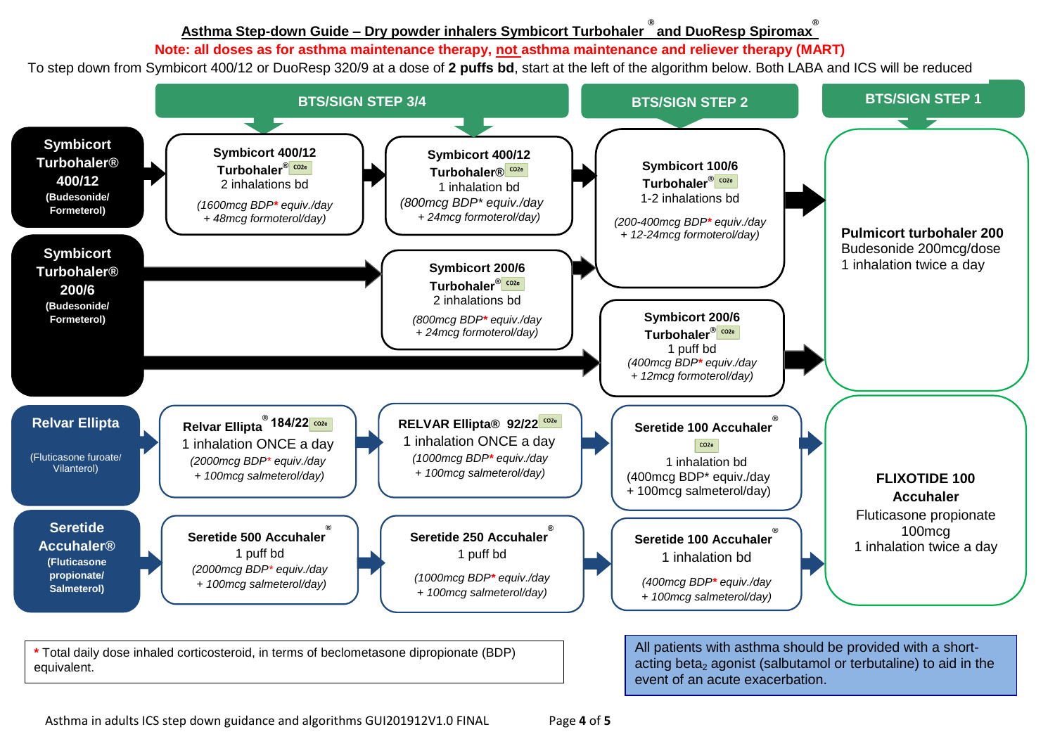## Asthma Step-down Guide – Dry powder inhalers Symbicort Turbohaler® and DuoResp Spiromax®

**Note: all doses as for asthma maintenance therapy, not asthma maintenance and reliever therapy (MART)**

To step down from Symbicort 400/12 or DuoResp 320/9 at a dose of **2 puffs bd**, start at the left of the algorithm below. Both LABA and ICS will be reduced

| Starting inhaler | BTS/SIGN STEP 3/4 | BTS/SIGN STEP 3/4 | BTS/SIGN STEP 2 | BTS/SIGN STEP 1 |
|---|---|---|---|---|
| **Symbicort Turbohaler® 400/12** (Budesonide/ Formeterol) | **Symbicort 400/12 Turbohaler®** CO2e<br>2 inhalations bd<br>*(1600mcg BDP* equiv./day + 48mcg formoterol/day)* | **Symbicort 400/12 Turbohaler®** CO2e<br>1 inhalation bd<br>*(800mcg BDP* equiv./day + 24mcg formoterol/day)* | **Symbicort 100/6 Turbohaler®** CO2e<br>1-2 inhalations bd<br>*(200-400mcg BDP* equiv./day + 12-24mcg formoterol/day)* | **Pulmicort turbohaler 200**<br>Budesonide 200mcg/dose<br>1 inhalation twice a day |
| **Symbicort Turbohaler® 200/6** (Budesonide/ Formeterol) | → | **Symbicort 200/6 Turbohaler®** CO2e<br>2 inhalations bd<br>*(800mcg BDP* equiv./day + 24mcg formoterol/day)* → Symbicort 100/6 Turbohaler® | **Symbicort 200/6 Turbohaler®** CO2e<br>1 puff bd<br>*(400mcg BDP* equiv./day + 12mcg formoterol/day)* | **Pulmicort turbohaler 200**<br>Budesonide 200mcg/dose<br>1 inhalation twice a day |
| **Relvar Ellipta** (Fluticasone furoate/ Vilanterol) | **Relvar Ellipta® 184/22** CO2e<br>1 inhalation ONCE a day<br>*(2000mcg BDP* equiv./day + 100mcg salmeterol/day)* | **RELVAR Ellipta® 92/22** CO2e<br>1 inhalation ONCE a day<br>*(1000mcg BDP* equiv./day + 100mcg salmeterol/day)* | **Seretide 100 Accuhaler®** CO2e<br>1 inhalation bd<br>(400mcg BDP* equiv./day + 100mcg salmeterol/day) | **FLIXOTIDE 100 Accuhaler**<br>Fluticasone propionate 100mcg<br>1 inhalation twice a day |
| **Seretide Accuhaler®** (Fluticasone propionate/ Salmeterol) | **Seretide 500 Accuhaler®**<br>1 puff bd<br>*(2000mcg BDP* equiv./day + 100mcg salmeterol/day)* | **Seretide 250 Accuhaler®**<br>1 puff bd<br>*(1000mcg BDP* equiv./day + 100mcg salmeterol/day)* | **Seretide 100 Accuhaler®**<br>1 inhalation bd<br>*(400mcg BDP* equiv./day + 100mcg salmeterol/day)* | **FLIXOTIDE 100 Accuhaler**<br>Fluticasone propionate 100mcg<br>1 inhalation twice a day |

\* Total daily dose inhaled corticosteroid, in terms of beclometasone dipropionate (BDP) equivalent.

All patients with asthma should be provided with a short-acting beta$_2$ agonist (salbutamol or terbutaline) to aid in the event of an acute exacerbation.

Asthma in adults ICS step down guidance and algorithms GUI201912V1.0 FINAL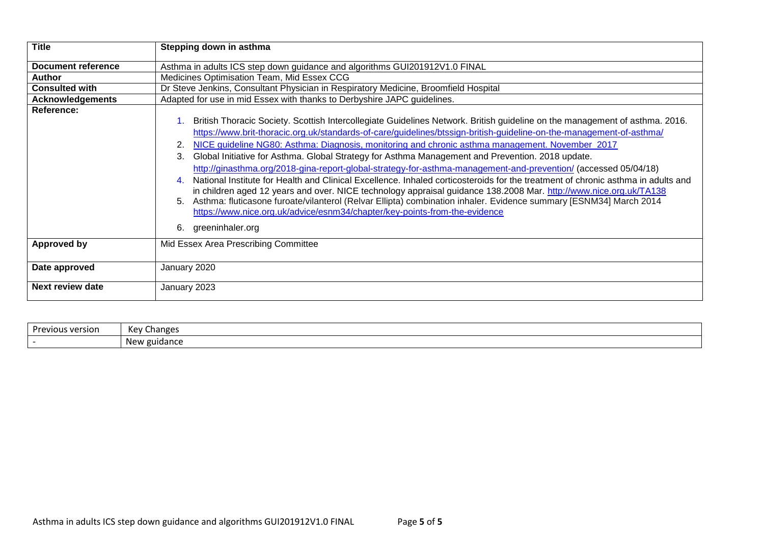| | |
|---|---|
| **Title** | **Stepping down in asthma** |
| **Document reference** | Asthma in adults ICS step down guidance and algorithms GUI201912V1.0 FINAL |
| **Author** | Medicines Optimisation Team, Mid Essex CCG |
| **Consulted with** | Dr Steve Jenkins, Consultant Physician in Respiratory Medicine, Broomfield Hospital |
| **Acknowledgements** | Adapted for use in mid Essex with thanks to Derbyshire JAPC guidelines. |
| **Reference:** | 1. British Thoracic Society. Scottish Intercollegiate Guidelines Network. British guideline on the management of asthma. 2016. https://www.brit-thoracic.org.uk/standards-of-care/guidelines/btssign-british-guideline-on-the-management-of-asthma/ <br> 2. NICE guideline NG80: Asthma: Diagnosis, monitoring and chronic asthma management. November 2017 <br> 3. Global Initiative for Asthma. Global Strategy for Asthma Management and Prevention. 2018 update. http://ginasthma.org/2018-gina-report-global-strategy-for-asthma-management-and-prevention/ (accessed 05/04/18) <br> 4. National Institute for Health and Clinical Excellence. Inhaled corticosteroids for the treatment of chronic asthma in adults and in children aged 12 years and over. NICE technology appraisal guidance 138.2008 Mar. http://www.nice.org.uk/TA138 <br> 5. Asthma: fluticasone furoate/vilanterol (Relvar Ellipta) combination inhaler. Evidence summary [ESNM34] March 2014 https://www.nice.org.uk/advice/esnm34/chapter/key-points-from-the-evidence <br> 6. greeninhaler.org |
| **Approved by** | Mid Essex Area Prescribing Committee |
| **Date approved** | January 2020 |
| **Next review date** | January 2023 |

| Previous version | Key Changes |
|---|---|
| - | New guidance |